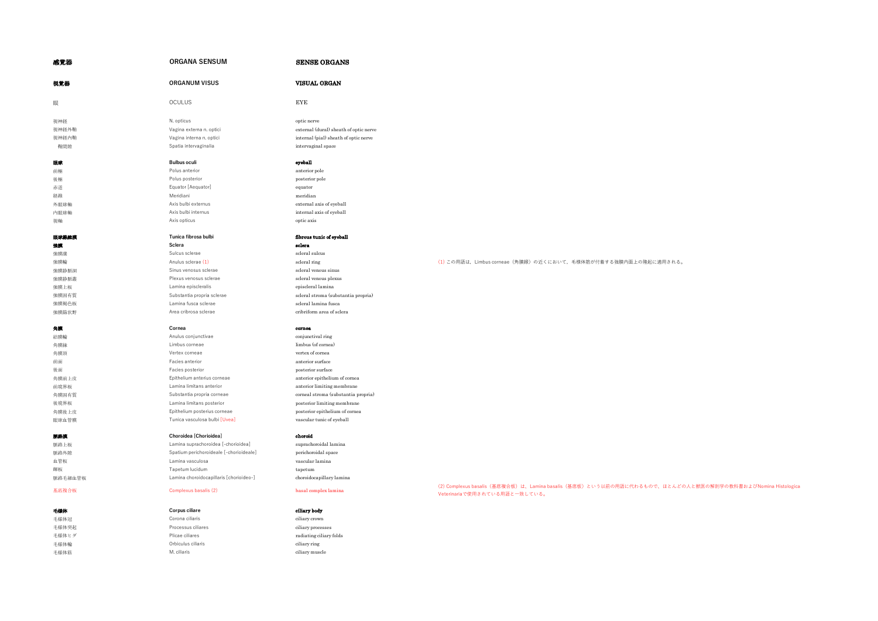| 感覚器 | ORGANA SENSUM | SENSE ORGANS | |
|---|---|---|---|
| **視覚器** | **ORGANUM VISUS** | **VISUAL ORGAN** | |
| 眼 | OCULUS | EYE | |
| 視神経 | N. opticus | optic nerve | |
| 視神経外鞘 | Vagina externa n. optici | external (dural) sheath of optic nerve | |
| 視神経内鞘 | Vagina interna n. optici | internal (pial) sheath of optic nerve | |
| 鞘間隙 | Spatia intervaginalia | intervaginal space | |
| **眼球** | **Bulbus oculi** | **eyeball** | |
| 前極 | Polus anterior | anterior pole | |
| 後極 | Polus posterior | posterior pole | |
| 赤道 | Equator [Aequator] | equator | |
| 経線 | Meridiani | meridian | |
| 外眼球軸 | Axis bulbi externus | external axis of eyeball | |
| 内眼球軸 | Axis bulbi internus | internal axis of eyeball | |
| 視軸 | Axis opticus | optic axis | |
| **眼球線維膜** | **Tunica fibrosa bulbi** | **fibrous tunic of eyeball** | |
| **強膜** | **Sclera** | **sclera** | |
| 強膜溝 | Sulcus sclerae | scleral sulcus | |
| 強膜輪 | Anulus sclerae (1) | scleral ring | (1) この用語は，Limbus corneae（角膜縁）の近くにおいて，毛様体筋が付着する強膜内面上の隆起に適用される。 |
| 強膜静脈洞 | Sinus venosus sclerae | scleral venous sinus | |
| 強膜静脈叢 | Plexus venosus sclerae | scleral venous plexus | |
| 強膜上板 | Lamina episcleralis | episcleral lamina | |
| 強膜固有質 | Substantia propria sclerae | scleral stroma (substantia propria) | |
| 強膜褐色板 | Lamina fusca sclerae | scleral lamina fusca | |
| 強膜篩状野 | Area cribrosa sclerae | cribriform area of sclera | |
| **角膜** | **Cornea** | **cornea** | |
| 結膜輪 | Anulus conjunctivae | conjunctival ring | |
| 角膜縁 | Limbus corneae | limbus (of cornea) | |
| 角膜頂 | Vertex corneae | vertex of cornea | |
| 前面 | Facies anterior | anterior surface | |
| 後面 | Facies posterior | posterior surface | |
| 角膜前上皮 | Epithelium anterius corneae | anterior epithelium of cornea | |
| 前境界板 | Lamina limitans anterior | anterior limiting membrane | |
| 角膜固有質 | Substantia propria corneae | corneal stroma (substantia propria) | |
| 後境界板 | Lamina limitans posterior | posterior limiting membrane | |
| 角膜後上皮 | Epithelium posterius corneae | posterior epithelium of cornea | |
| 眼球血管膜 | Tunica vasculosa bulbi [Uvea] | vascular tunic of eyeball | |
| **脈絡膜** | **Choroidea [Chorioidea]** | **choroid** | |
| 脈絡上板 | Lamina suprachoroidea [-chorioidea] | suprachoroidal lamina | |
| 脈絡外隙 | Spatium perichoroideale [-chorioideale] | perichoroidal space | |
| 血管板 | Lamina vasculosa | vascular lamina | |
| 輝板 | Tapetum lucidum | tapetum | |
| 脈絡毛細血管板 | Lamina choroidocapillaris [chorioideo-] | choroidocapillary lamina | |
| 基底複合板 | Complexus basalis (2) | basal complex lamina | (2) Complexus basalis（基底複合板）は，Lamina basalis（基底板）という以前の用語に代わるもので，ほとんどの人と獣医の解剖学の教科書およびNomina Histologica Veterinariaで使用されている用語と一致している。 |
| **毛様体** | **Corpus ciliare** | **ciliary body** | |
| 毛様体冠 | Corona ciliaris | ciliary crown | |
| 毛様体突起 | Processus ciliares | ciliary processes | |
| 毛様体ヒダ | Plicae ciliares | radiating ciliary folds | |
| 毛様体輪 | Orbiculus ciliaris | ciliary ring | |
| 毛様体筋 | M. ciliaris | ciliary muscle | |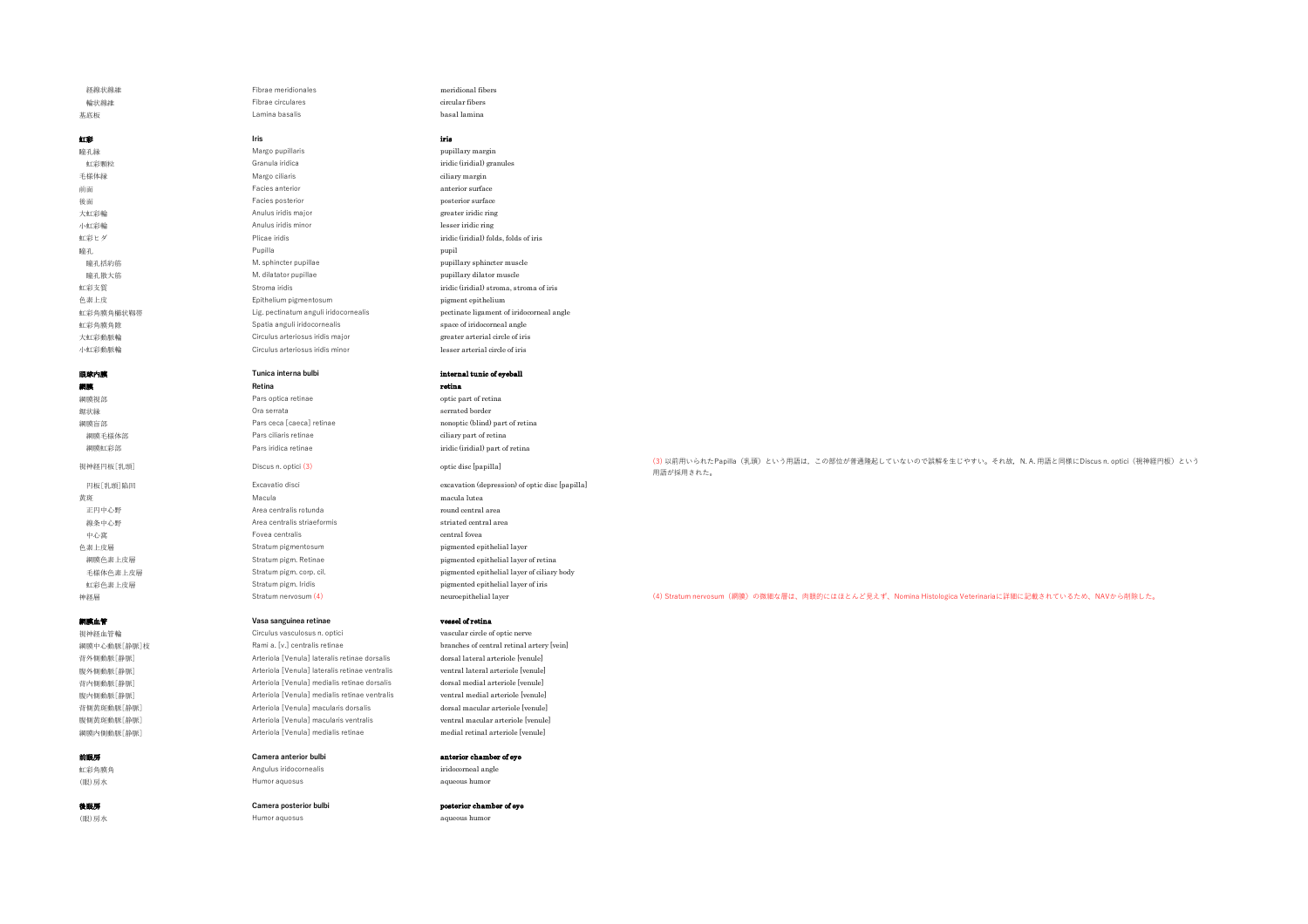| | | | |
|---|---|---|---|
| 経線状線維 | Fibrae meridionales | meridional fibers | |
| 輪状線維 | Fibrae circulares | circular fibers | |
| 基底板 | Lamina basalis | basal lamina | |
| | | | |
| **虹彩** | **Iris** | **iris** | |
| 瞳孔縁 | Margo pupillaris | pupillary margin | |
| 虹彩顆粒 | Granula iridica | iridic (iridial) granules | |
| 毛様体縁 | Margo ciliaris | ciliary margin | |
| 前面 | Facies anterior | anterior surface | |
| 後面 | Facies posterior | posterior surface | |
| 大虹彩輪 | Anulus iridis major | greater iridic ring | |
| 小虹彩輪 | Anulus iridis minor | lesser iridic ring | |
| 虹彩ヒダ | Plicae iridis | iridic (iridial) folds, folds of iris | |
| 瞳孔 | Pupilla | pupil | |
| 瞳孔括約筋 | M. sphincter pupillae | pupillary sphincter muscle | |
| 瞳孔散大筋 | M. dilatator pupillae | pupillary dilator muscle | |
| 虹彩支質 | Stroma iridis | iridic (iridial) stroma, stroma of iris | |
| 色素上皮 | Epithelium pigmentosum | pigment epithelium | |
| 虹彩角膜角櫛状靱帯 | Lig. pectinatum anguli iridocornealis | pectinate ligament of iridocorneal angle | |
| 虹彩角膜角隙 | Spatia anguli iridocornealis | space of iridocorneal angle | |
| 大虹彩動脈輪 | Circulus arteriosus iridis major | greater arterial circle of iris | |
| 小虹彩動脈輪 | Circulus arteriosus iridis minor | lesser arterial circle of iris | |
| | | | |
| **眼球内膜** | **Tunica interna bulbi** | **internal tunic of eyeball** | |
| **網膜** | **Retina** | **retina** | |
| 網膜視部 | Pars optica retinae | optic part of retina | |
| 鋸状縁 | Ora serrata | serrated border | |
| 網膜盲部 | Pars ceca [caeca] retinae | nonoptic (blind) part of retina | |
| 網膜毛様体部 | Pars ciliaris retinae | ciliary part of retina | |
| 網膜虹彩部 | Pars iridica retinae | iridic (iridial) part of retina | |
| 視神経円板[乳頭] | Discus n. optici (3) | optic disc [papilla] | (3) 以前用いられたPapilla（乳頭）という用語は，この部位が普通隆起していないので誤解を生じやすい。それ故，N. A. 用語と同様にDiscus n. optici（視神経円板）という用語が採用された。 |
| 円板[乳頭]陥凹 | Excavatio disci | excavation (depression) of optic disc [papilla] | |
| 黄斑 | Macula | macula lutea | |
| 正円中心野 | Area centralis rotunda | round central area | |
| 線条中心野 | Area centralis striaeformis | striated central area | |
| 中心窩 | Fovea centralis | central fovea | |
| 色素上皮層 | Stratum pigmentosum | pigmented epithelial layer | |
| 網膜色素上皮層 | Stratum pigm. Retinae | pigmented epithelial layer of retina | |
| 毛様体色素上皮層 | Stratum pigm. corp. cil. | pigmented epithelial layer of ciliary body | |
| 虹彩色素上皮層 | Stratum pigm. Iridis | pigmented epithelial layer of iris | |
| 神経層 | Stratum nervosum (4) | neuroepithelial layer | (4) Stratum nervosum（網膜）の微細な層は，肉眼的にはほとんど見えず，Nomina Histologica Veterinariaに詳細に記載されているため，NAVから削除した。 |
| | | | |
| **網膜血管** | **Vasa sanguinea retinae** | **vessel of retina** | |
| 視神経血管輪 | Circulus vasculosus n. optici | vascular circle of optic nerve | |
| 網膜中心動脈[静脈]枝 | Rami a. [v.] centralis retinae | branches of central retinal artery [vein] | |
| 背外側動脈[静脈] | Arteriola [Venula] lateralis retinae dorsalis | dorsal lateral arteriole [venule] | |
| 腹外側動脈[静脈] | Arteriola [Venula] lateralis retinae ventralis | ventral lateral arteriole [venule] | |
| 背内側動脈[静脈] | Arteriola [Venula] medialis retinae dorsalis | dorsal medial arteriole [venule] | |
| 腹内側動脈[静脈] | Arteriola [Venula] medialis retinae ventralis | ventral medial arteriole [venule] | |
| 背側黄斑動脈[静脈] | Arteriola [Venula] macularis dorsalis | dorsal macular arteriole [venule] | |
| 腹側黄斑動脈[静脈] | Arteriola [Venula] macularis ventralis | ventral macular arteriole [venule] | |
| 網膜内側動脈[静脈] | Arteriola [Venula] medialis retinae | medial retinal arteriole [venule] | |
| | | | |
| **前眼房** | **Camera anterior bulbi** | **anterior chamber of eye** | |
| 虹彩角膜角 | Angulus iridocornealis | iridocorneal angle | |
| (眼)房水 | Humor aquosus | aqueous humor | |
| | | | |
| **後眼房** | **Camera posterior bulbi** | **posterior chamber of eye** | |
| (眼)房水 | Humor aquosus | aqueous humor | |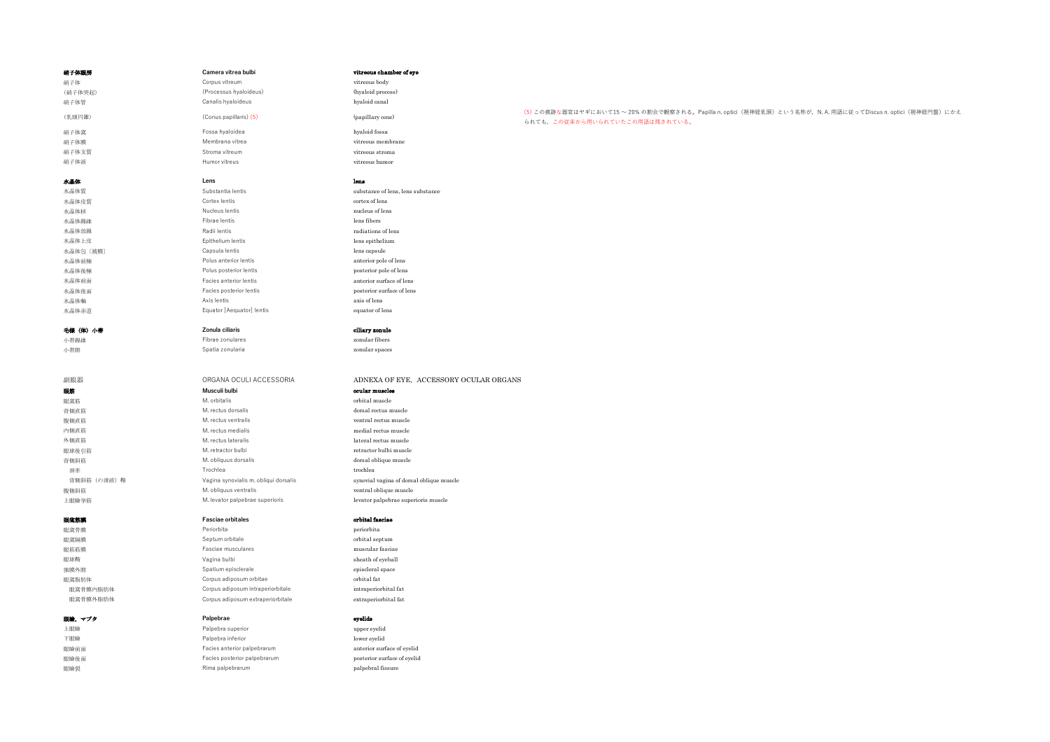| | | |
|---|---|---|
| **硝子体眼房** | **Camera vitrea bulbi** | **vitreous chamber of eye** |
| 硝子体 | Corpus vitreum | vitreous body |
| （硝子体突起） | (Processus hyaloideus) | (hyaloid process) |
| 硝子体管 | Canalis hyaloideus | hyaloid canal |
| （乳頭円錐） | (Conus papillaris) (5) | (papillary cone) |
| 硝子体窩 | Fossa hyaloidea | hyaloid fossa |
| 硝子体膜 | Membrana vitrea | vitreous membrane |
| 硝子体支質 | Stroma vitreum | vitreous stroma |
| 硝子体液 | Humor vitreus | vitreous humor |
| | | |
| **水晶体** | **Lens** | **lens** |
| 水晶体質 | Substantia lentis | substance of lens, lens substance |
| 水晶体皮質 | Cortex lentis | cortex of lens |
| 水晶体核 | Nucleus lentis | nucleus of lens |
| 水晶体線維 | Fibrae lentis | lens fibers |
| 水晶体放線 | Radii lentis | radiations of lens |
| 水晶体上皮 | Epithelium lentis | lens epithelium |
| 水晶体包〔被膜〕 | Capsula lentis | lens capsule |
| 水晶体前極 | Polus anterior lentis | anterior pole of lens |
| 水晶体後極 | Polus posterior lentis | posterior pole of lens |
| 水晶体前面 | Facies anterior lentis | anterior surface of lens |
| 水晶体後面 | Facies posterior lentis | posterior surface of lens |
| 水晶体軸 | Axis lentis | axis of lens |
| 水晶体赤道 | Equator [Aequator] lentis | equator of lens |
| | | |
| **毛様（体）小帯** | **Zonula ciliaris** | **ciliary zonule** |
| 小帯線維 | Fibrae zonulares | zonular fibers |
| 小帯隙 | Spatia zonularia | zonular spaces |

(5) この痕跡な器官はヤギにおいて15 ～ 20% の割合で観察される。Papilla n. optici（視神経乳頭）という名称が，N. A. 用語に従ってDiscus n. optici（視神経円盤）にかえられても，この従来から用いられていたこの用語は残されている。

## 副眼器 ORGANA OCULI ACCESSORIA ADNEXA OF EYE, ACCESSORY OCULAR ORGANS

| | | |
|---|---|---|
| **眼筋** | **Musculi bulbi** | **ocular muscles** |
| 眼窩筋 | M. orbitalis | orbital muscle |
| 背側直筋 | M. rectus dorsalis | dorsal rectus muscle |
| 腹側直筋 | M. rectus ventralis | ventral rectus muscle |
| 内側直筋 | M. rectus medialis | medial rectus muscle |
| 外側直筋 | M. rectus lateralis | lateral rectus muscle |
| 眼球後引筋 | M. retractor bulbi | retractor bulbi muscle |
| 背側斜筋 | M. obliquus dorsalis | dorsal oblique muscle |
| 　滑車 | Trochlea | trochlea |
| 　背側斜筋（の滑液）鞘 | Vagina synovialis m. obliqui dorsalis | synovial vagina of dorsal oblique muscle |
| 腹側斜筋 | M. obliquus ventralis | ventral oblique muscle |
| 上眼瞼挙筋 | M. levator palpebrae superioris | levator palpebrae superioris muscle |
| | | |
| **眼窩筋膜** | **Fasciae orbitales** | **orbital fasciae** |
| 眼窩骨膜 | Periorbita | periorbita |
| 眼窩隔膜 | Septum orbitale | orbital septum |
| 眼筋筋膜 | Fasciae musculares | muscular fasciae |
| 眼球鞘 | Vagina bulbi | sheath of eyeball |
| 強膜外隙 | Spatium episclerale | episcleral space |
| 眼窩脂肪体 | Corpus adiposum orbitae | orbital fat |
| 　眼窩骨膜内脂肪体 | Corpus adiposum intraperiorbitale | intraperiorbital fat |
| 　眼窩骨膜外脂肪体 | Corpus adiposum extraperiorbitale | extraperiorbital fat |
| | | |
| **眼瞼，マブタ** | **Palpebrae** | **eyelids** |
| 上眼瞼 | Palpebra superior | upper eyelid |
| 下眼瞼 | Palpebra inferior | lower eyelid |
| 眼瞼前面 | Facies anterior palpebrarum | anterior surface of eyelid |
| 眼瞼後面 | Facies posterior palpebrarum | posterior surface of eyelid |
| 眼瞼裂 | Rima palpebrarum | palpebral fissure |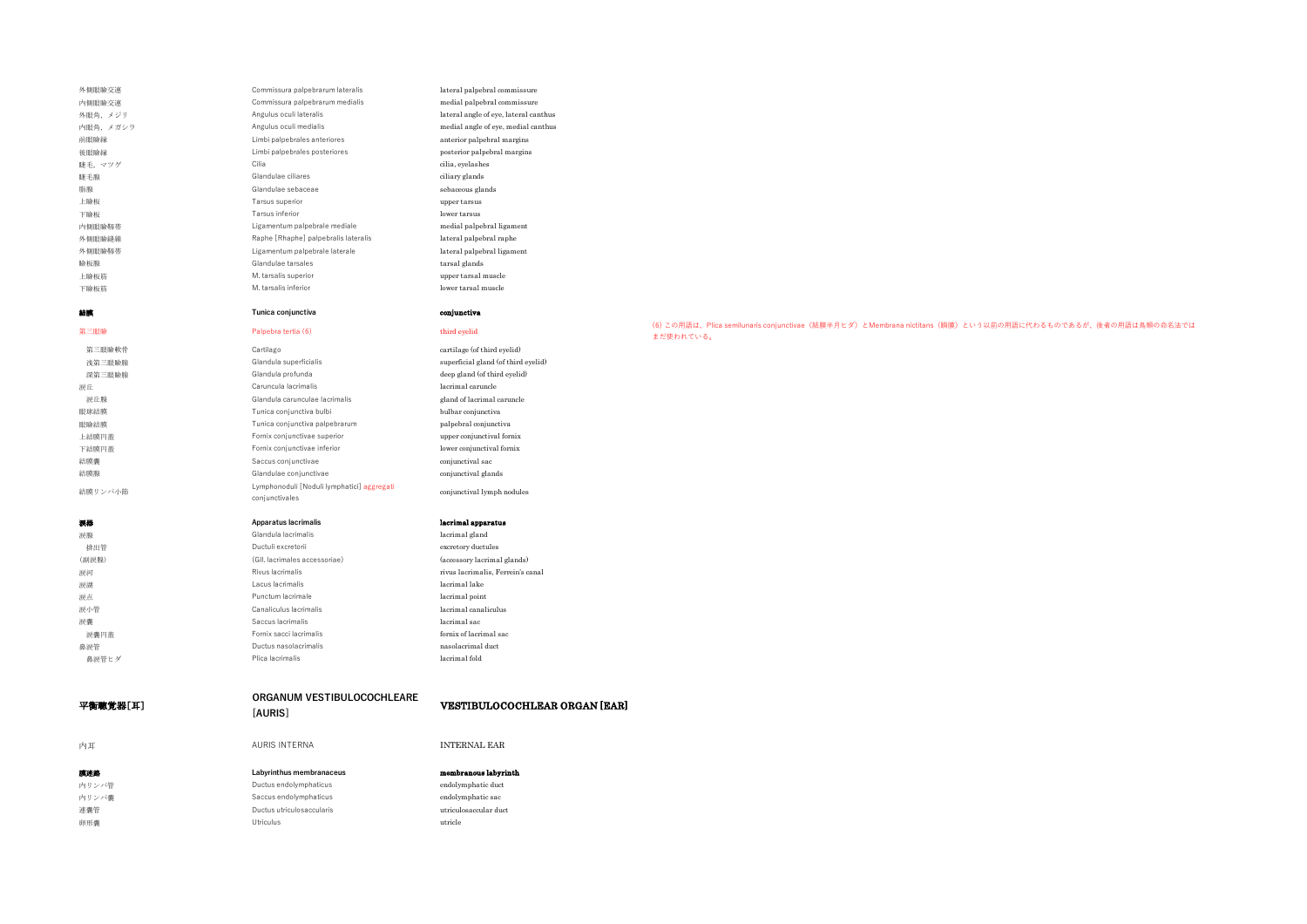| | | |
|---|---|---|
| 外側眼瞼交連 | Commissura palpebrarum lateralis | lateral palpebral commissure |
| 内側眼瞼交連 | Commissura palpebrarum medialis | medial palpebral commissure |
| 外眼角，メジリ | Angulus oculi lateralis | lateral angle of eye, lateral canthus |
| 内眼角，メガシラ | Angulus oculi medialis | medial angle of eye, medial canthus |
| 前眼瞼縁 | Limbi palpebrales anteriores | anterior palpebral margins |
| 後眼瞼縁 | Limbi palpebrales posteriores | posterior palpebral margins |
| 睫毛，マツゲ | Cilia | cilia, eyelashes |
| 睫毛腺 | Glandulae ciliares | ciliary glands |
| 脂腺 | Glandulae sebaceae | sebaceous glands |
| 上瞼板 | Tarsus superior | upper tarsus |
| 下瞼板 | Tarsus inferior | lower tarsus |
| 内側眼瞼靱帯 | Ligamentum palpebrale mediale | medial palpebral ligament |
| 外側眼瞼縫線 | Raphe [Rhaphe] palpebralis lateralis | lateral palpebral raphe |
| 外側眼瞼靱帯 | Ligamentum palpebrale laterale | lateral palpebral ligament |
| 瞼板腺 | Glandulae tarsales | tarsal glands |
| 上瞼板筋 | M. tarsalis superior | upper tarsal muscle |
| 下瞼板筋 | M. tarsalis inferior | lower tarsal muscle |

**結膜** | **Tunica conjunctiva** | **conjunctiva**

| | | | |
|---|---|---|---|
| 第三眼瞼 | Palpebra tertia (6) | third eyelid | (6) この用語は、Plica semilunaris conjunctivae（結膜半月ヒダ）とMembrana nictitans（瞬膜）という以前の用語に代わるものであるが、後者の用語は鳥類の命名法ではまだ使われている。 |
| 第三眼瞼軟骨 | Cartilago | cartilage (of third eyelid) | |
| 浅第三眼瞼腺 | Glandula superficialis | superficial gland (of third eyelid) | |
| 深第三眼瞼腺 | Glandula profunda | deep gland (of third eyelid) | |
| 涙丘 | Caruncula lacrimalis | lacrimal caruncle | |
| 涙丘腺 | Glandula carunculae lacrimalis | gland of lacrimal caruncle | |
| 眼球結膜 | Tunica conjunctiva bulbi | bulbar conjunctiva | |
| 眼瞼結膜 | Tunica conjunctiva palpebrarum | palpebral conjunctiva | |
| 上結膜円蓋 | Fornix conjunctivae superior | upper conjunctival fornix | |
| 下結膜円蓋 | Fornix conjunctivae inferior | lower conjunctival fornix | |
| 結膜嚢 | Saccus conjunctivae | conjunctival sac | |
| 結膜腺 | Glandulae conjunctivae | conjunctival glands | |
| 結膜リンパ小節 | Lymphonoduli [Noduli lymphatici] aggregati conjunctivales | conjunctival lymph nodules | |

**涙器** | **Apparatus lacrimalis** | **lacrimal apparatus**

| | | |
|---|---|---|
| 涙腺 | Glandula lacrimalis | lacrimal gland |
| 排出管 | Ductuli excretorii | excretory ductules |
| （副涙腺） | (Gll. lacrimales accessoriae) | (accessory lacrimal glands) |
| 涙河 | Rivus lacrimalis | rivus lacrimalis, Ferrein's canal |
| 涙湖 | Lacus lacrimalis | lacrimal lake |
| 涙点 | Punctum lacrimale | lacrimal point |
| 涙小管 | Canaliculus lacrimalis | lacrimal canaliculus |
| 涙嚢 | Saccus lacrimalis | lacrimal sac |
| 涙嚢円蓋 | Fornix sacci lacrimalis | fornix of lacrimal sac |
| 鼻涙管 | Ductus nasolacrimalis | nasolacrimal duct |
| 鼻涙管ヒダ | Plica lacrimalis | lacrimal fold |

## 平衡聴覚器［耳］ | ORGANUM VESTIBULOCOCHLEARE [AURIS] | VESTIBULOCOCHLEAR ORGAN [EAR]

内耳 | AURIS INTERNA | INTERNAL EAR

**膜迷路** | **Labyrinthus membranaceus** | **membranous labyrinth**

| | | |
|---|---|---|
| 内リンパ管 | Ductus endolymphaticus | endolymphatic duct |
| 内リンパ嚢 | Saccus endolymphaticus | endolymphatic sac |
| 連嚢管 | Ductus utriculosaccularis | utriculosaccular duct |
| 卵形嚢 | Utriculus | utricle |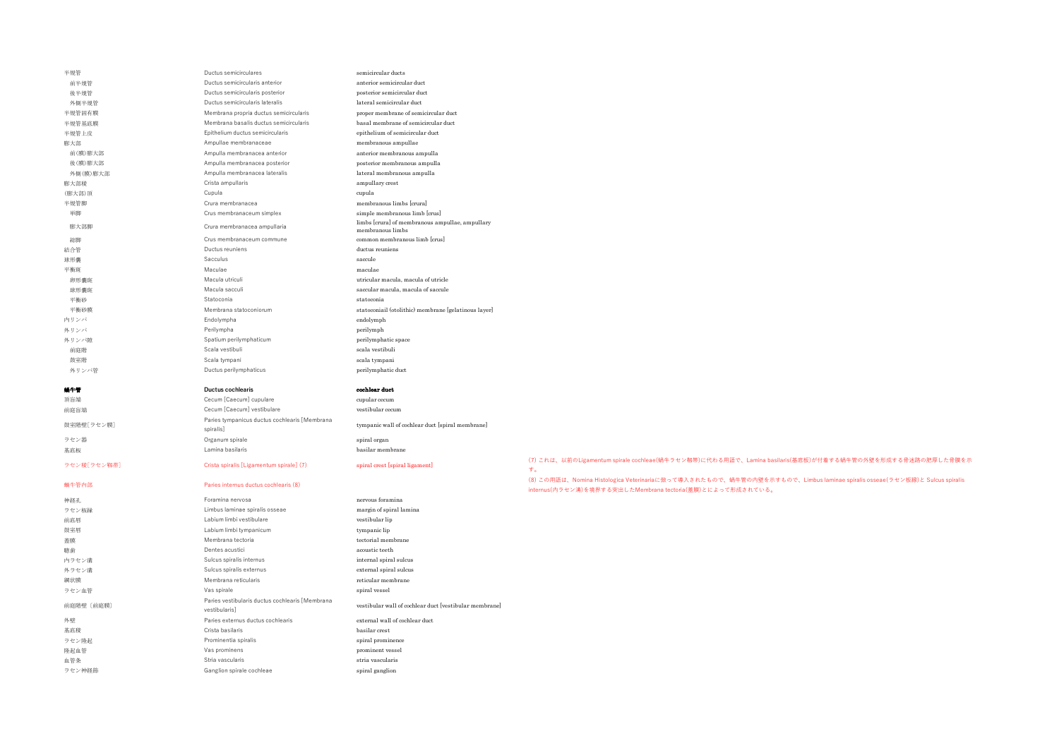| | | | |
|---|---|---|---|
| 半規管 | Ductus semicirculares | semicircular ducts | |
| 前半規管 | Ductus semicircularis anterior | anterior semicircular duct | |
| 後半規管 | Ductus semicircularis posterior | posterior semicircular duct | |
| 外側半規管 | Ductus semicircularis lateralis | lateral semicircular duct | |
| 半規管固有膜 | Membrana propria ductus semicircularis | proper membrane of semicircular duct | |
| 半規管基底膜 | Membrana basalis ductus semicircularis | basal membrane of semicircular duct | |
| 半規管上皮 | Epithelium ductus semicircularis | epithelium of semicircular duct | |
| 膨大部 | Ampullae membranaceae | membranous ampullae | |
| 前(膜)膨大部 | Ampulla membranacea anterior | anterior membranous ampulla | |
| 後(膜)膨大部 | Ampulla membranacea posterior | posterior membranous ampulla | |
| 外側(膜)膨大部 | Ampulla membranacea lateralis | lateral membranous ampulla | |
| 膨大部稜 | Crista ampullaris | ampullary crest | |
| (膨大部)頂 | Cupula | cupula | |
| 半規管脚 | Crura membranacea | membranous limbs [crura] | |
| 単脚 | Crus membranaceum simplex | simple membranous limb [crus] | |
| 膨大部脚 | Crura membranacea ampullaria | limbs [crura] of membranous ampullae, ampullary membranous limbs | |
| 総脚 | Crus membranaceum commune | common membranous limb [crus] | |
| 結合管 | Ductus reuniens | ductus reuniens | |
| 球形嚢 | Sacculus | saccule | |
| 平衡斑 | Maculae | maculae | |
| 卵形嚢斑 | Macula utriculi | utricular macula, macula of utricle | |
| 球形嚢斑 | Macula sacculi | saccular macula, macula of saccule | |
| 平衡砂 | Statoconia | statoconia | |
| 平衡砂膜 | Membrana statoconiorum | statoconiail (otolithic) membrane [gelatinous layer] | |
| 内リンパ | Endolympha | endolymph | |
| 外リンパ | Perilympha | perilymph | |
| 外リンパ隙 | Spatium perilymphaticum | perilymphatic space | |
| 前庭階 | Scala vestibuli | scala vestibuli | |
| 鼓室階 | Scala tympani | scala tympani | |
| 外リンパ管 | Ductus perilymphaticus | perilymphatic duct | |
| | | | |
| **蝸牛管** | **Ductus cochlearis** | **cochlear duct** | |
| 頂盲端 | Cecum [Caecum] cupulare | cupular cecum | |
| 前庭盲端 | Cecum [Caecum] vestibulare | vestibular cecum | |
| 鼓室階壁[ラセン膜] | Paries tympanicus ductus cochlearis [Membrana spiralis] | tympanic wall of cochlear duct [spiral membrane] | |
| ラセン器 | Organum spirale | spiral organ | |
| 基底板 | Lamina basilaris | basilar membrane | |
| ラセン稜[ラセン靱帯] | Crista spiralis [Ligamentum spirale] (7) | spiral crest [spiral ligament] | (7) これは、以前のLigamentum spirale cochleae(蝸牛ラセン靱帯)に代わる用語で、Lamina basilaris(基底板)が付着する蝸牛管の外壁を形成する骨迷路の肥厚した骨膜を示す。 |
| 蝸牛管内部 | Paries internus ductus cochlearis (8) | | (8) この用語は、Nomina Histologica Veterinariaに倣って導入されたもので、蝸牛管の内壁を示すもので、Limbus laminae spiralis osseae(ラセン板縁)と Sulcus spiralis internus(内ラセン溝)を境界する突出したMembrana tectoria(蓋膜)とによって形成されている。 |
| 神経孔 | Foramina nervosa | nervous foramina | |
| ラセン板縁 | Limbus laminae spiralis osseae | margin of spiral lamina | |
| 前庭唇 | Labium limbi vestibulare | vestibular lip | |
| 鼓室唇 | Labium limbi tympanicum | tympanic lip | |
| 蓋膜 | Membrana tectoria | tectorial membrane | |
| 聴歯 | Dentes acustici | acoustic teeth | |
| 内ラセン溝 | Sulcus spiralis internus | internal spiral sulcus | |
| 外ラセン溝 | Sulcus spiralis externus | external spiral sulcus | |
| 網状膜 | Membrana reticularis | reticular membrane | |
| ラセン血管 | Vas spirale | spiral vessel | |
| 前庭階壁〔前庭膜〕 | Paries vestibularis ductus cochlearis [Membrana vestibularis] | vestibular wall of cochlear duct [vestibular membrane] | |
| 外壁 | Paries externus ductus cochlearis | external wall of cochlear duct | |
| 基底稜 | Crista basilaris | basilar crest | |
| ラセン隆起 | Prominentia spiralis | spiral prominence | |
| 隆起血管 | Vas prominens | prominent vessel | |
| 血管条 | Stria vascularis | stria vascularis | |
| ラセン神経節 | Ganglion spirale cochleae | spiral ganglion | |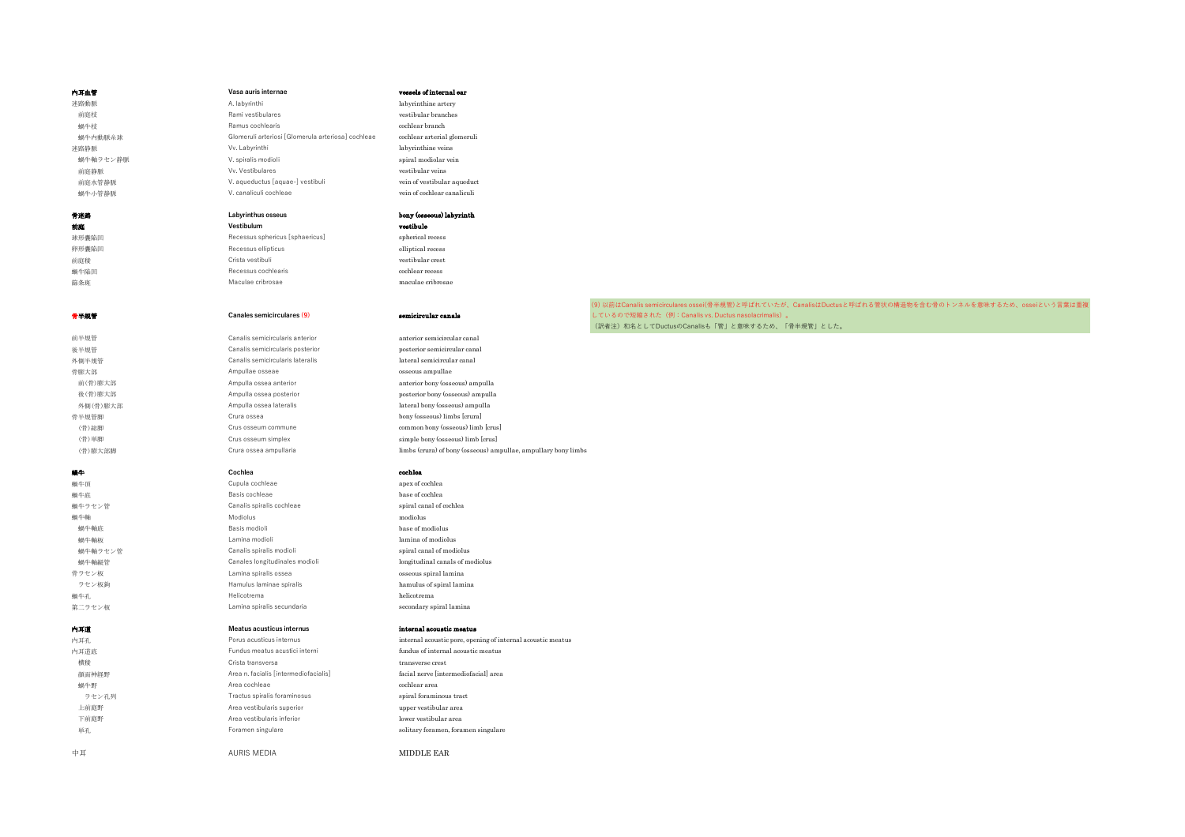| 和名 | ラテン名 | 英名 |
|---|---|---|
| **内耳血管** | **Vasa auris internae** | **vessels of internal ear** |
| 迷路動脈 | A. labyrinthi | labyrinthine artery |
| 　前庭枝 | Rami vestibulares | vestibular branches |
| 　蝸牛枝 | Ramus cochlearis | cochlear branch |
| 　蝸牛内動脈糸球 | Glomeruli arteriosi [Glomerula arteriosa] cochleae | cochlear arterial glomeruli |
| 迷路静脈 | Vv. Labyrinthi | labyrinthine veins |
| 　蝸牛軸ラセン静脈 | V. spiralis modioli | spiral modiolar vein |
| 　前庭静脈 | Vv. Vestibulares | vestibular veins |
| 　前庭水管静脈 | V. aqueductus [aquae-] vestibuli | vein of vestibular aqueduct |
| 　蝸牛小管静脈 | V. canaliculi cochleae | vein of cochlear canaliculi |
| | | |
| **骨迷路** | **Labyrinthus osseus** | **bony (osseous) labyrinth** |
| **前庭** | **Vestibulum** | **vestibule** |
| 球形嚢陥凹 | Recessus sphericus [sphaericus] | spherical recess |
| 卵形嚢陥凹 | Recessus ellipticus | elliptical recess |
| 前庭稜 | Crista vestibuli | vestibular crest |
| 蝸牛陥凹 | Recessus cochlearis | cochlear recess |
| 篩状斑 | Maculae cribrosae | maculae cribrosae |
| | | |
| **骨半規管** | **Canales semicirculares (9)** | **semicircular canals** |
| 前半規管 | Canalis semicircularis anterior | anterior semicircular canal |
| 後半規管 | Canalis semicircularis posterior | posterior semicircular canal |
| 外側半規管 | Canalis semicircularis lateralis | lateral semicircular canal |
| 骨膨大部 | Ampullae osseae | osseous ampullae |
| 　前(骨)膨大部 | Ampulla ossea anterior | anterior bony (osseous) ampulla |
| 　後(骨)膨大部 | Ampulla ossea posterior | posterior bony (osseous) ampulla |
| 　外側(骨)膨大部 | Ampulla ossea lateralis | lateral bony (osseous) ampulla |
| 骨半規管脚 | Crura ossea | bony (osseous) limbs [crura] |
| 　(骨)総脚 | Crus osseum commune | common bony (osseous) limb [crus] |
| 　(骨)単脚 | Crus osseum simplex | simple bony (osseous) limb [crus] |
| 　(骨)膨大部脚 | Crura ossea ampullaria | limbs (crura) of bony (osseous) ampullae, ampullary bony limbs |
| | | |
| **蝸牛** | **Cochlea** | **cochlea** |
| 蝸牛頂 | Cupula cochleae | apex of cochlea |
| 蝸牛底 | Basis cochleae | base of cochlea |
| 蝸牛ラセン管 | Canalis spiralis cochleae | spiral canal of cochlea |
| 蝸牛軸 | Modiolus | modiolus |
| 　蝸牛軸底 | Basis modioli | base of modiolus |
| 　蝸牛軸板 | Lamina modioli | lamina of modiolus |
| 　蝸牛軸ラセン管 | Canalis spiralis modioli | spiral canal of modiolus |
| 　蝸牛軸縦管 | Canales longitudinales modioli | longitudinal canals of modiolus |
| 骨ラセン板 | Lamina spiralis ossea | osseous spiral lamina |
| 　ラセン板鉤 | Hamulus laminae spiralis | hamulus of spiral lamina |
| 蝸牛孔 | Helicotrema | helicotrema |
| 第二ラセン板 | Lamina spiralis secundaria | secondary spiral lamina |
| | | |
| **内耳道** | **Meatus acusticus internus** | **internal acoustic meatus** |
| 内耳孔 | Porus acusticus internus | internal acoustic pore, opening of internal acoustic meatus |
| 内耳道底 | Fundus meatus acustici interni | fundus of internal acoustic meatus |
| 　横稜 | Crista transversa | transverse crest |
| 　顔面神経野 | Area n. facialis [intermediofacialis] | facial nerve [intermediofacial] area |
| 　蝸牛野 | Area cochleae | cochlear area |
| 　　ラセン孔列 | Tractus spiralis foraminosus | spiral foraminous tract |
| 　上前庭野 | Area vestibularis superior | upper vestibular area |
| 　下前庭野 | Area vestibularis inferior | lower vestibular area |
| 　単孔 | Foramen singulare | solitary foramen, foramen singulare |
| | | |
| 中耳 | AURIS MEDIA | MIDDLE EAR |

(9) 以前はCanalis semicirculares ossei(骨半規管)と呼ばれていたが、CanalisはDuctusと呼ばれる管状の構造物を含む骨のトンネルを意味するため、osseiという言葉は重複しているので短縮された（例：Canalis vs. Ductus nasolacrimalis）。
（訳者注）和名としてDuctusのCanalisも「管」と意味するため、「骨半規管」とした。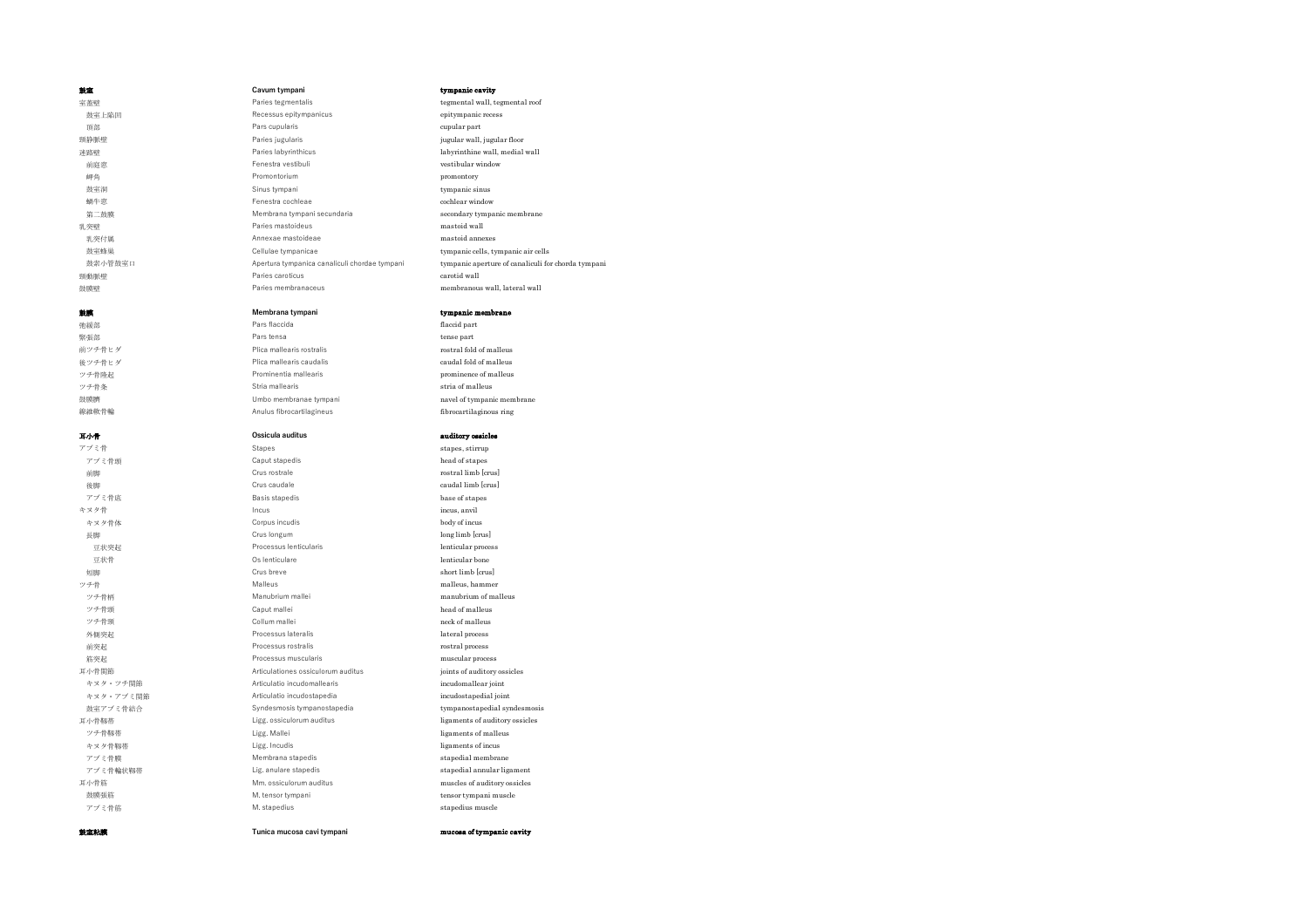| **鼓室** | **Cavum tympani** | **tympanic cavity** |
|---|---|---|
| 室蓋壁 | Paries tegmentalis | tegmental wall, tegmental roof |
| 　鼓室上陥凹 | Recessus epitympanicus | epitympanic recess |
| 　頂部 | Pars cupularis | cupular part |
| 頸静脈壁 | Paries jugularis | jugular wall, jugular floor |
| 迷路壁 | Paries labyrinthicus | labyrinthine wall, medial wall |
| 　前庭窓 | Fenestra vestibuli | vestibular window |
| 　岬角 | Promontorium | promontory |
| 　鼓室洞 | Sinus tympani | tympanic sinus |
| 　蝸牛窓 | Fenestra cochleae | cochlear window |
| 　第二鼓膜 | Membrana tympani secundaria | secondary tympanic membrane |
| 乳突壁 | Paries mastoideus | mastoid wall |
| 　乳突付属 | Annexae mastoideae | mastoid annexes |
| 　鼓室蜂巣 | Cellulae tympanicae | tympanic cells, tympanic air cells |
| 　鼓索小管鼓室口 | Apertura tympanica canaliculi chordae tympani | tympanic aperture of canaliculi for chorda tympani |
| 頸動脈壁 | Paries caroticus | carotid wall |
| 鼓膜壁 | Paries membranaceus | membranous wall, lateral wall |
| | | |
| **鼓膜** | **Membrana tympani** | **tympanic membrane** |
| 弛緩部 | Pars flaccida | flaccid part |
| 緊張部 | Pars tensa | tense part |
| 前ツチ骨ヒダ | Plica mallearis rostralis | rostral fold of malleus |
| 後ツチ骨ヒダ | Plica mallearis caudalis | caudal fold of malleus |
| ツチ骨隆起 | Prominentia mallearis | prominence of malleus |
| ツチ骨条 | Stria mallearis | stria of malleus |
| 鼓膜臍 | Umbo membranae tympani | navel of tympanic membrane |
| 線維軟骨輪 | Anulus fibrocartilagineus | fibrocartilaginous ring |
| | | |
| **耳小骨** | **Ossicula auditus** | **auditory ossicles** |
| アブミ骨 | Stapes | stapes, stirrup |
| 　アブミ骨頭 | Caput stapedis | head of stapes |
| 　前脚 | Crus rostrale | rostral limb [crus] |
| 　後脚 | Crus caudale | caudal limb [crus] |
| 　アブミ骨底 | Basis stapedis | base of stapes |
| キヌタ骨 | Incus | incus, anvil |
| 　キヌタ骨体 | Corpus incudis | body of incus |
| 　長脚 | Crus longum | long limb [crus] |
| 　　豆状突起 | Processus lenticularis | lenticular process |
| 　　豆状骨 | Os lenticulare | lenticular bone |
| 　短脚 | Crus breve | short limb [crus] |
| ツチ骨 | Malleus | malleus, hammer |
| 　ツチ骨柄 | Manubrium mallei | manubrium of malleus |
| 　ツチ骨頭 | Caput mallei | head of malleus |
| 　ツチ骨頸 | Collum mallei | neck of malleus |
| 　外側突起 | Processus lateralis | lateral process |
| 　前突起 | Processus rostralis | rostral process |
| 　筋突起 | Processus muscularis | muscular process |
| 耳小骨関節 | Articulationes ossiculorum auditus | joints of auditory ossicles |
| 　キヌタ・ツチ関節 | Articulatio incudomallearis | incudomallear joint |
| 　キヌタ・アブミ関節 | Articulatio incudostapedia | incudostapedial joint |
| 　鼓室アブミ骨結合 | Syndesmosis tympanostapedia | tympanostapedial syndesmosis |
| 耳小骨靱帯 | Ligg. ossiculorum auditus | ligaments of auditory ossicles |
| 　ツチ骨靱帯 | Ligg. Mallei | ligaments of malleus |
| 　キヌタ骨靱帯 | Ligg. Incudis | ligaments of incus |
| 　アブミ骨膜 | Membrana stapedis | stapedial membrane |
| 　アブミ骨輪状靱帯 | Lig. anulare stapedis | stapedial annular ligament |
| 耳小骨筋 | Mm. ossiculorum auditus | muscles of auditory ossicles |
| 　鼓膜張筋 | M. tensor tympani | tensor tympani muscle |
| 　アブミ骨筋 | M. stapedius | stapedius muscle |
| | | |
| **鼓室粘膜** | **Tunica mucosa cavi tympani** | **mucosa of tympanic cavity** |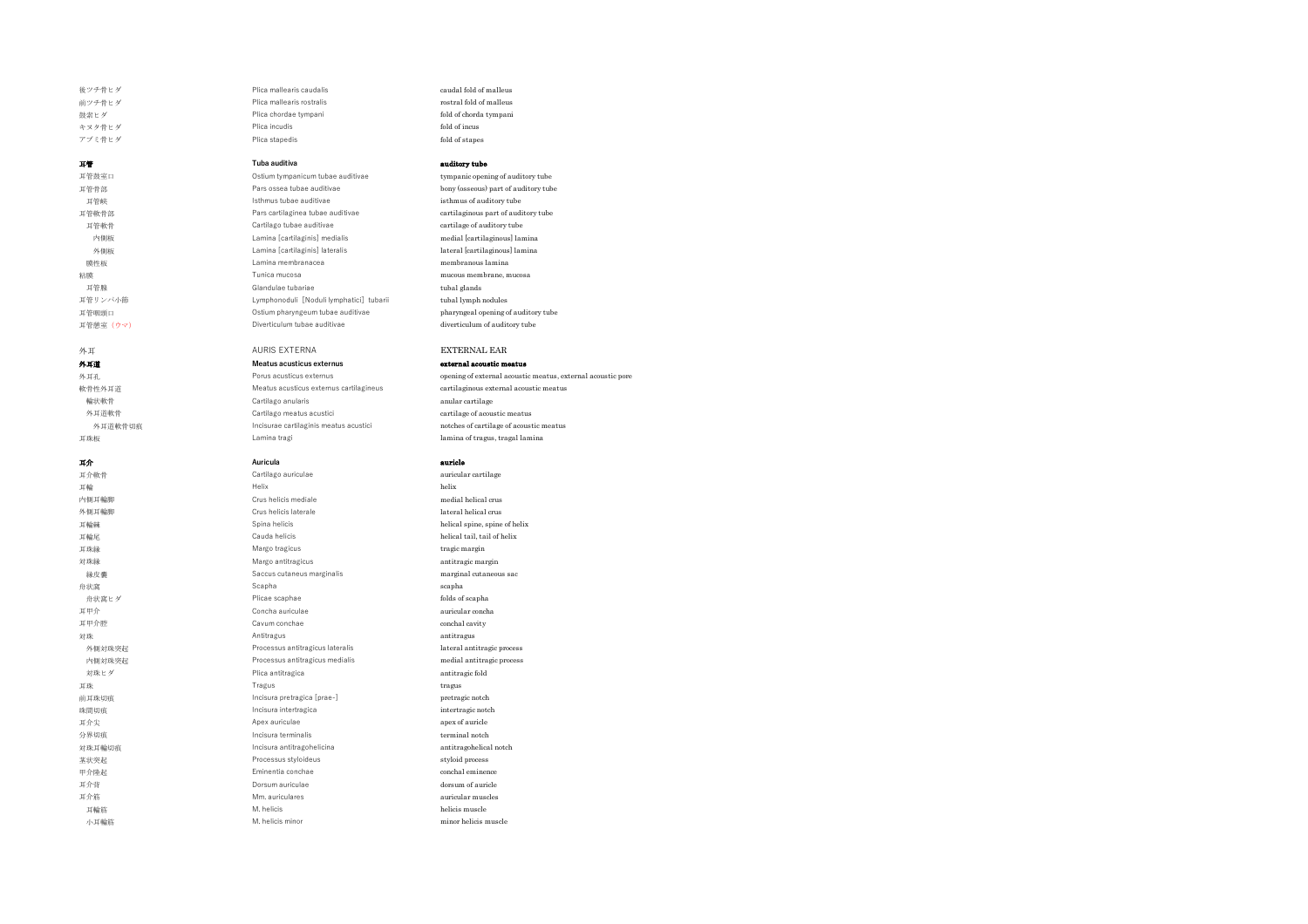| | | |
|---|---|---|
| 後ツチ骨ヒダ | Plica mallearis caudalis | caudal fold of malleus |
| 前ツチ骨ヒダ | Plica mallearis rostralis | rostral fold of malleus |
| 鼓索ヒダ | Plica chordae tympani | fold of chorda tympani |
| キヌタ骨ヒダ | Plica incudis | fold of incus |
| アブミ骨ヒダ | Plica stapedis | fold of stapes |
| | | |
| **耳管** | **Tuba auditiva** | **auditory tube** |
| 耳管鼓室口 | Ostium tympanicum tubae auditivae | tympanic opening of auditory tube |
| 耳管骨部 | Pars ossea tubae auditivae | bony (osseous) part of auditory tube |
| 　耳管峡 | Isthmus tubae auditivae | isthmus of auditory tube |
| 耳管軟骨部 | Pars cartilaginea tubae auditivae | cartilaginous part of auditory tube |
| 　耳管軟骨 | Cartilago tubae auditivae | cartilage of auditory tube |
| 　　内側板 | Lamina [cartilaginis] medialis | medial [cartilaginous] lamina |
| 　　外側板 | Lamina [cartilaginis] lateralis | lateral [cartilaginous] lamina |
| 　膜性板 | Lamina membranacea | membranous lamina |
| 粘膜 | Tunica mucosa | mucous membrane, mucosa |
| 　耳管腺 | Glandulae tubariae | tubal glands |
| 耳管リンパ小節 | Lymphonoduli [Noduli lymphatici] tubarii | tubal lymph nodules |
| 耳管咽頭口 | Ostium pharyngeum tubae auditivae | pharyngeal opening of auditory tube |
| 耳管憩室（ウマ） | Diverticulum tubae auditivae | diverticulum of auditory tube |
| | | |
| 外耳 | AURIS EXTERNA | EXTERNAL EAR |
| **外耳道** | **Meatus acusticus externus** | **external acoustic meatus** |
| 外耳孔 | Porus acusticus externus | opening of external acoustic meatus, external acoustic pore |
| 軟骨性外耳道 | Meatus acusticus externus cartilagineus | cartilaginous external acoustic meatus |
| 　輪状軟骨 | Cartilago anularis | anular cartilage |
| 　外耳道軟骨 | Cartilago meatus acustici | cartilage of acoustic meatus |
| 　　外耳道軟骨切痕 | Incisurae cartilaginis meatus acustici | notches of cartilage of acoustic meatus |
| 耳珠板 | Lamina tragi | lamina of tragus, tragal lamina |
| | | |
| **耳介** | **Auricula** | **auricle** |
| 耳介軟骨 | Cartilago auriculae | auricular cartilage |
| 耳輪 | Helix | helix |
| 内側耳輪脚 | Crus helicis mediale | medial helical crus |
| 外側耳輪脚 | Crus helicis laterale | lateral helical crus |
| 耳輪棘 | Spina helicis | helical spine, spine of helix |
| 耳輪尾 | Cauda helicis | helical tail, tail of helix |
| 耳珠縁 | Margo tragicus | tragic margin |
| 対珠縁 | Margo antitragicus | antitragic margin |
| 　縁皮嚢 | Saccus cutaneus marginalis | marginal cutaneous sac |
| 舟状窩 | Scapha | scapha |
| 　舟状窩ヒダ | Plicae scaphae | folds of scapha |
| 耳甲介 | Concha auriculae | auricular concha |
| 耳甲介腔 | Cavum conchae | conchal cavity |
| 対珠 | Antitragus | antitragus |
| 　外側対珠突起 | Processus antitragicus lateralis | lateral antitragic process |
| 　内側対珠突起 | Processus antitragicus medialis | medial antitragic process |
| 　対珠ヒダ | Plica antitragica | antitragic fold |
| 耳珠 | Tragus | tragus |
| 前耳珠切痕 | Incisura pretragica [prae-] | pretragic notch |
| 珠間切痕 | Incisura intertragica | intertragic notch |
| 耳介尖 | Apex auriculae | apex of auricle |
| 分界切痕 | Incisura terminalis | terminal notch |
| 対珠耳輪切痕 | Incisura antitragohelicina | antitragohelical notch |
| 茎状突起 | Processus styloideus | styloid process |
| 甲介隆起 | Eminentia conchae | conchal eminence |
| 耳介背 | Dorsum auriculae | dorsum of auricle |
| 耳介筋 | Mm. auriculares | auricular muscles |
| 　耳輪筋 | M. helicis | helicis muscle |
| 　小耳輪筋 | M. helicis minor | minor helicis muscle |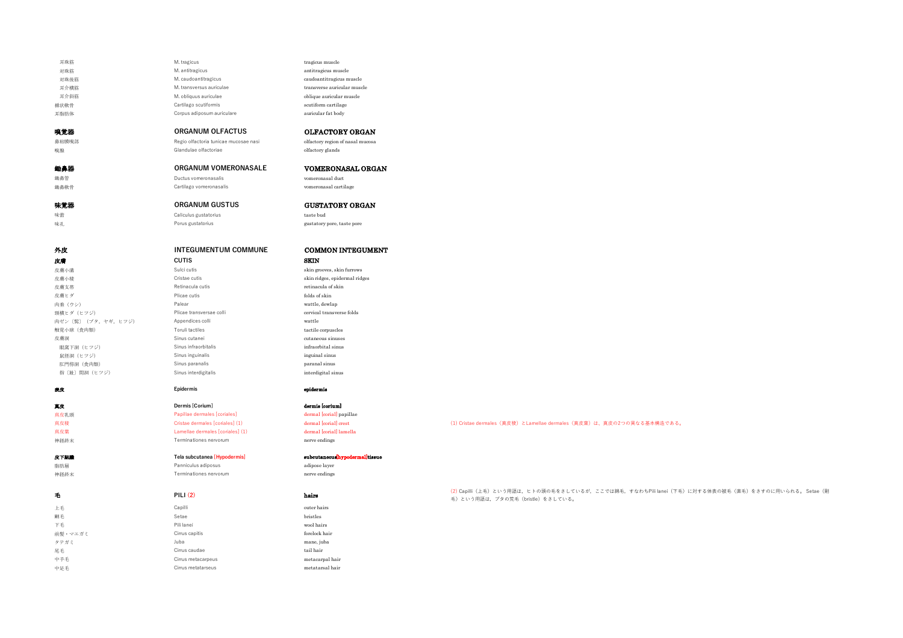| | | | |
|---|---|---|---|
| 耳珠筋 | M. tragicus | tragicus muscle | |
| 対珠筋 | M. antitragicus | antitragicus muscle | |
| 対珠後筋 | M. caudoantitragicus | caudoantitragicus muscle | |
| 耳介横筋 | M. transversus auriculae | transverse auricular muscle | |
| 耳介斜筋 | M. obliquus auriculae | oblique auricular muscle | |
| 楯状軟骨 | Cartilago scutiformis | scutiform cartilage | |
| 耳脂肪体 | Corpus adiposum auriculare | auricular fat body | |
| **嗅覚器** | **ORGANUM OLFACTUS** | **OLFACTORY ORGAN** | |
| 鼻粘膜嗅部 | Regio olfactoria tunicae mucosae nasi | olfactory region of nasal mucosa | |
| 嗅腺 | Glandulae olfactoriae | olfactory glands | |
| **鋤鼻器** | **ORGANUM VOMERONASALE** | **VOMERONASAL ORGAN** | |
| 鋤鼻管 | Ductus vomeronasalis | vomeronasal duct | |
| 鋤鼻軟骨 | Cartilago vomeronasalis | vomeronasal cartilage | |
| **味覚器** | **ORGANUM GUSTUS** | **GUSTATORY ORGAN** | |
| 味蕾 | Caliculus gustatorius | taste bud | |
| 味孔 | Porus gustatorius | gustatory pore, taste pore | |
| **外皮** | **INTEGUMENTUM COMMUNE** | **COMMON INTEGUMENT** | |
| **皮膚** | **CUTIS** | **SKIN** | |
| 皮膚小溝 | Sulci cutis | skin grooves, skin furrows | |
| 皮膚小稜 | Cristae cutis | skin ridges, epidermal ridges | |
| 皮膚支帯 | Retinacula cutis | retinacula of skin | |
| 皮膚ヒダ | Plicae cutis | folds of skin | |
| 肉垂（ウシ） | Palear | wattle, dewlap | |
| 頸横ヒダ（ヒツジ） | Plicae transversae colli | cervical transverse folds | |
| 肉ゼン〔髯〕（ブタ、ヤギ、ヒツジ） | Appendices colli | wattle | |
| 触覚小球（食肉類） | Toruli tactiles | tactile corpuscles | |
| 皮膚洞 | Sinus cutanei | cutaneous sinuses | |
| 眼窩下洞（ヒツジ） | Sinus infraorbitalis | infraorbital sinus | |
| 鼠径洞（ヒツジ） | Sinus inguinalis | inguinal sinus | |
| 肛門傍洞（食肉類） | Sinus paranalis | paranal sinus | |
| 指〔趾〕間洞（ヒツジ） | Sinus interdigitalis | interdigital sinus | |
| **表皮** | **Epidermis** | **epidermis** | |
| **真皮** | **Dermis [Corium]** | **dermis [corium]** | |
| 真皮乳頭 | Papillae dermales [coriales] | dermal [corial] papillae | |
| 真皮稜 | Cristae dermales [coriales] (1) | dermal [corial] crest | (1) Cristae dermales（真皮稜）とLamellae dermales（真皮葉）は、真皮の2つの異なる基本構造である。 |
| 真皮葉 | Lamellae dermales [coriales] (1) | dermal [corial] lamella | |
| 神経終末 | Terminationes nervorum | nerve endings | |
| **皮下組織** | **Tela subcutanea [Hypodermis]** | **subcutaneous[hypodermal]tissue** | |
| 脂肪層 | Panniculus adiposus | adipose layer | |
| 神経終末 | Terminationes nervorum | nerve endings | |
| **毛** | **PILI (2)** | **hairs** | (2) Capilli（上毛）という用語は、ヒトの頭の毛をさしているが、ここでは綿毛、すなわちPili lanei（下毛）に対する体表の被毛（直毛）をさすのに用いられる。Setae（剛毛）という用語は、ブタの荒毛（bristle）をさしている。 |
| 上毛 | Capilli | outer hairs | |
| 剛毛 | Setae | bristles | |
| 下毛 | Pili lanei | wool hairs | |
| 前髪・マエガミ | Cirrus capitis | forelock hair | |
| タテガミ | Juba | mane, juba | |
| 尾毛 | Cirrus caudae | tail hair | |
| 中手毛 | Cirrus metacarpeus | metacarpal hair | |
| 中足毛 | Cirrus metatarseus | metatarsal hair | |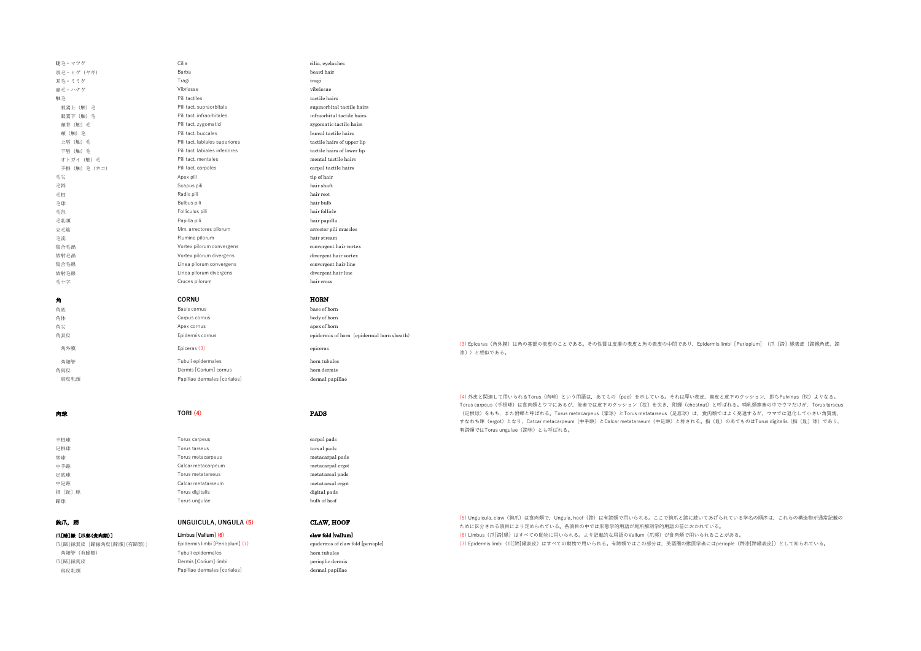| | | |
|---|---|---|
| 睫毛・マツゲ | Cilia | cilia, eyelashes |
| 須毛・ヒゲ（ヤギ） | Barba | beard hair |
| 耳毛・ミミゲ | Tragi | tragi |
| 鼻毛・ハナゲ | Vibrissae | vibrissae |
| 触毛 | Pili tactiles | tactile hairs |
| 眼窩上（触）毛 | Pili tact. supraorbitals | supraorbital tactile hairs |
| 眼窩下（触）毛 | Pili tact. infraorbitales | infraorbital tactile hairs |
| 頬骨（触）毛 | Pili tact. zygomatici | zygomatic tactile hairs |
| 頬（触）毛 | Pili tact. buccales | buccal tactile hairs |
| 上唇（触）毛 | Pili tact. labiales superiores | tactile hairs of upper lip |
| 下唇（触）毛 | Pili tact. labiales inferiores | tactile hairs of lower lip |
| オトガイ（触）毛 | Pili tact. mentales | mental tactile hairs |
| 手根（触）毛（ネコ） | Pili tact. carpales | carpal tactile hairs |
| 毛尖 | Apex pili | tip of hair |
| 毛幹 | Scapus pili | hair shaft |
| 毛根 | Radix pili | hair root |
| 毛球 | Bulbus pili | hair bulb |
| 毛包 | Folliculus pili | hair follicle |
| 毛乳頭 | Papilla pili | hair papilla |
| 立毛筋 | Mm. arrectores pilorum | arrector pili muscles |
| 毛流 | Flumina pilorum | hair stream |
| 集合毛渦 | Vortex pilorum convergens | convergent hair vortex |
| 放射毛渦 | Vortex pilorum divergens | divergent hair vortex |
| 集合毛線 | Linea pilorum convergens | convergent hair line |
| 放射毛線 | Linea pilorum divergens | divergent hair line |
| 毛十字 | Cruces pilorum | hair cross |

| **角** | **CORNU** | **HORN** |
|---|---|---|
| 角底 | Basis cornus | base of horn |
| 角体 | Corpus cornus | body of horn |
| 角尖 | Apex cornus | apex of horn |
| 角表皮 | Epidermis cornus | epidermis of horn（epidermal horn sheath） |
| 角外膜 | Epiceras (3) | epiceras |
| 角細管 | Tubuli epidermales | horn tubules |
| 角真皮 | Dermis [Corium] cornus | horn dermis |
| 真皮乳頭 | Papillae dermales [coriales] | dermal papillae |

(3) Epiceras（角外膜）は角の基部の表皮のことである。その性質は皮膚の表皮と角の表皮の中間であり、Epidermis limbi［Perioplum］（爪〔蹄〕縁表皮〔蹄縁角皮，蹄漆〕）と相似である。

| **肉球** | **TORI (4)** | **PADS** |
|---|---|---|
| 手根球 | Torus carpeus | carpal pads |
| 足根球 | Torus tarseus | tarsal pads |
| 掌球 | Torus metacarpeus | metacarpal pads |
| 中手距 | Calcar metacarpeum | metacarpal ergot |
| 足底球 | Torus metatarseus | metatarsal pads |
| 中足距 | Calcar metatarseum | metatarsal ergot |
| 指〔趾〕球 | Torus digitalis | digital pads |
| 蹄球 | Torus ungulae | bulb of hoof |

(4) 外皮と関連して用いられるTorus（肉球）という用語は，あてもの（pad）を示している。それは厚い表皮，真皮と皮下のクッション，即ちPulvinus（枕）よりなる。Torus carpeus（手根球）は食肉類とウマにあるが，後者では皮下のクッション（枕）を欠き，附蟬（chestnut）と呼ばれる。哺乳類家畜の中でウマだけが，Torus tarseus（足根球）をもち，また附蟬と呼ばれる。Torus metacarpeus（掌球）とTorus metatarseus（足底球）は，食肉類ではよく発達するが，ウマでは退化して小さい角質塊，すなわち距（ergot）となり，Calcar metacarpeum（中手距）とCalcar metatarseum（中足距）と称される。指（趾）のあてものはTorus digitalis（指〔趾〕球）であり，有蹄類ではTorus ungulae（蹄球）とも呼ばれる。

| **鉤爪，蹄** | **UNGUICULA, UNGULA (5)** | **CLAW, HOOF** |
|---|---|---|
| **爪[蹄]縁［爪郭(食肉類)］** | **Limbus [Vallum] (6)** | **claw fold [vallum]** |
| 爪[蹄]縁表皮［蹄縁角皮[蹄漆](有蹄類)］ | Epidermis limbi [Perioplum] (7) | epidermis of claw fold [periople] |
| 角細管（有蹄類） | Tubuli epidermales | horn tubules |
| 爪[蹄]縁真皮 | Dermis [Corium] limbi | perioplic dermis |
| 真皮乳頭 | Papillae dermales [coriales] | dermal papillae |

(5) Unguicula, claw（鉤爪）は食肉類で，Ungula, hoof（蹄）は有蹄類で用いられる。ここで鉤爪と蹄に続いてあげられている学名の順序は，これらの構造物が通常記載のために区分される項目により定められている。各項目の中では形態学的用語が局所解剖学的用語の前におかれている。

(6) Limbus（爪[蹄]縁）はすべての動物に用いられる。より記載的な用語のVallum（爪郭）が食肉類で用いられることがある。

(7) Epidermis limbi（爪[蹄]縁表皮）はすべての動物で用いられる。有蹄類ではこの部分は，英語圏の獣医学者にはperiople（蹄漆[蹄縁表皮]）として知られている。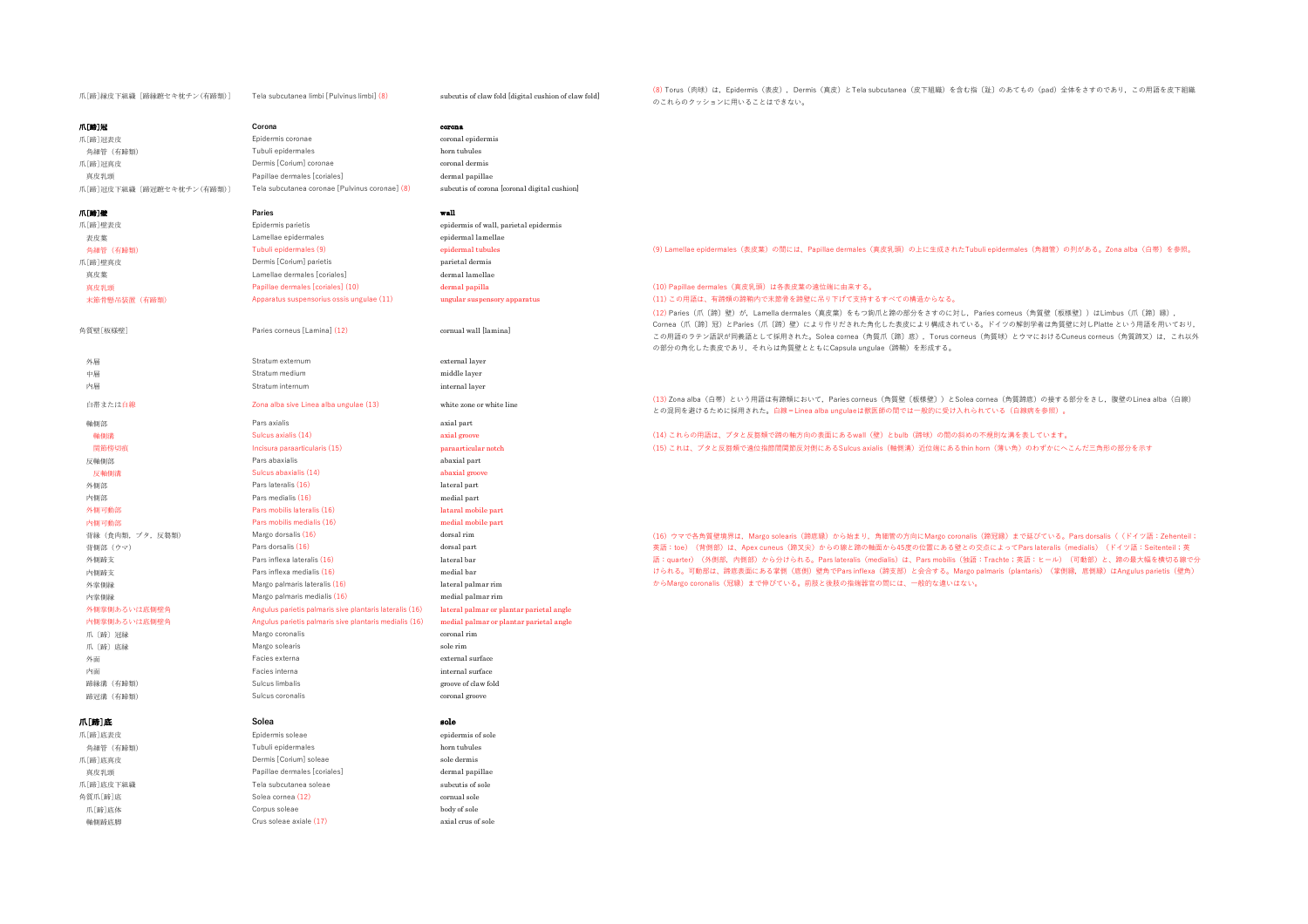| Japanese | Latin | English | Notes |
|---|---|---|---|
| 爪[蹄]縁皮下組織〔蹄縁蹠セキ枕チン(有蹄類)〕 | Tela subcutanea limbi [Pulvinus limbi] (8) | subcutis of claw fold [digital cushion of claw fold] | (8) Torus（肉球）は，Epidermis（表皮），Dermis（真皮）とTela subcutanea（皮下組織）を含む指〔趾〕のあてもの（pad）全体をさすのであり，この用語を皮下組織のこれらのクッションに用いることはできない。 |
| **爪[蹄]冠** | **Corona** | **corona** | |
| 爪[蹄]冠表皮 | Epidermis coronae | coronal epidermis | |
| 角細管（有蹄類） | Tubuli epidermales | horn tubules | |
| 爪[蹄]冠真皮 | Dermis [Corium] coronae | coronal dermis | |
| 真皮乳頭 | Papillae dermales [coriales] | dermal papillae | |
| 爪[蹄]冠皮下組織〔蹄冠蹠セキ枕チン(有蹄類)〕 | Tela subcutanea coronae [Pulvinus coronae] (8) | subcutis of corona [coronal digital cushion] | |
| **爪[蹄]壁** | **Paries** | **wall** | |
| 爪[蹄]壁表皮 | Epidermis parietis | epidermis of wall, parietal epidermis | |
| 表皮葉 | Lamellae epidermales | epidermal lamellae | |
| 角細管（有蹄類） | Tubuli epidermales (9) | epidermal tubules | (9) Lamellae epidermales（表皮葉）の間には，Papillae dermales（真皮乳頭）の上に生成されたTubuli epidermales（角細管）の列がある。Zona alba（白帯）を参照。 |
| 爪[蹄]壁真皮 | Dermis [Corium] parietis | parietal dermis | |
| 真皮葉 | Lamellae dermales [coriales] | dermal lamellae | |
| 真皮乳頭 | Papillae dermales [coriales] (10) | dermal papilla | (10) Papillae dermales（真皮乳頭）は各表皮葉の遠位端に由来する。 |
| 末節骨懸吊装置（有蹄類） | Apparatus suspensorius ossis ungulae (11) | ungular suspensory apparatus | (11) この用語は，有蹄類の蹄鞘内で末節骨を蹄壁に吊り下げて支持するすべての構造からなる。 |
| 角質壁[板様壁] | Paries corneus [Lamina] (12) | cornual wall [lamina] | (12) Paries（爪〔蹄〕壁）が，Lamella dermales（真皮葉）をもつ鉤爪と蹄の部分をさすのに対し，Paries corneus（角質壁〔板様壁〕）はLimbus（爪〔蹄〕縁），Cornea（爪〔蹄〕冠）とParies（爪〔蹄〕壁）により作りだされた角化した表皮により構成されている。ドイツの解剖学者は角質壁に対しPlatte という用語を用いており，この用語のラテン語訳が同義語として採用された。Solea cornea（角質爪〔蹄〕底），Torus corneus（角質球）とウマにおけるCuneus corneus（角質蹄叉）は，これ以外の部分の角化した表皮であり，それらは角質壁とともにCapsula ungulae（蹄鞘）を形成する。 |
| 外層 | Stratum externum | external layer | |
| 中層 | Stratum medium | middle layer | |
| 内層 | Stratum internum | internal layer | |
| 白帯または白線 | Zona alba sive Linea alba ungulae (13) | white zone or white line | (13) Zona alba（白帯）という用語は有蹄類において，Paries corneus（角質壁〔板様壁〕）とSolea cornea（角質蹄底）の接する部分をさし，腹壁のLinea alba（白線）との混同を避けるために採用された。白線＝Linea alba ungulaeは獣医師の間では一般的に受け入れられている（白線病を参照）。 |
| 軸側部 | Pars axialis | axial part | |
| 軸側溝 | Sulcus axialis (14) | axial groove | (14) これらの用語は，ブタと反芻類で蹄の軸方向の表面にあるwall（壁）とbulb（蹄球）の間の斜めの不規則な溝を表しています。 |
| 関節傍切痕 | Incisura paraarticularis (15) | paraarticular notch | (15) これは，ブタと反芻類で遠位指節間関節反対側にあるSulcus axialis（軸側溝）近位端にあるthin horn（薄い角）のわずかにへこんだ三角形の部分を示す |
| 反軸側部 | Pars abaxialis | abaxial part | |
| 反軸側溝 | Sulcus abaxialis (14) | abaxial groove | |
| 外側部 | Pars lateralis (16) | lateral part | |
| 内側部 | Pars medialis (16) | medial part | |
| 外側可動部 | Pars mobilis lateralis (16) | lateral mobile part | |
| 内側可動部 | Pars mobilis medialis (16) | medial mobile part | |
| 背縁（食肉類，ブタ，反芻類） | Margo dorsalis (16) | dorsal rim | (16) ウマで各角質壁境界は，Margo solearis（蹄底縁）から始まり，角細管の方向にMargo coronalis（蹄冠縁）まで延びている。Pars dorsalis（（ドイツ語：Zehenteil；英語：toe）（背側部）は，Apex cuneus（蹄叉尖）からの線と蹄の軸面から45度の位置にある壁との交点によってPars lateralis（medialis）（ドイツ語：Seitenteil；英語：quarter）（外側部，内側部）から分けられる。Pars lateralis（medialis）は，Pars mobilis（独語：Trachte；英語：ヒール）（可動部）と，蹄の最大幅を横切る線で分けられる。可動部は，蹄底表面にある掌側（底側）壁角でPars inflexa（蹄支部）と会合する。Margo palmaris（plantaris）（掌側縁，底側縁）はAngulus parietis（壁角）からMargo coronalis（冠縁）まで伸びている。前肢と後肢の指端器官の間には，一般的な違いはない。 |
| 背側部（ウマ） | Pars dorsalis (16) | dorsal part | |
| 外側蹄支 | Pars inflexa lateralis (16) | lateral bar | |
| 内側蹄支 | Pars inflexa medialis (16) | medial bar | |
| 外掌側縁 | Margo palmaris lateralis (16) | lateral palmar rim | |
| 内掌側縁 | Margo palmaris medialis (16) | medial palmar rim | |
| 外側掌側あるいは底側壁角 | Angulus parietis palmaris sive plantaris lateralis (16) | lateral palmar or plantar parietal angle | |
| 内側掌側あるいは底側壁角 | Angulus parietis palmaris sive plantaris medialis (16) | medial palmar or plantar parietal angle | |
| 爪〔蹄〕冠縁 | Margo coronalis | coronal rim | |
| 爪〔蹄〕底縁 | Margo solearis | sole rim | |
| 外面 | Facies externa | external surface | |
| 内面 | Facies interna | internal surface | |
| 蹄縁溝（有蹄類） | Sulcus limbalis | groove of claw fold | |
| 蹄冠溝（有蹄類） | Sulcus coronalis | coronal groove | |
| **爪[蹄]底** | **Solea** | **sole** | |
| 爪[蹄]底表皮 | Epidermis soleae | epidermis of sole | |
| 角細管（有蹄類） | Tubuli epidermales | horn tubules | |
| 爪[蹄]底真皮 | Dermis [Corium] soleae | sole dermis | |
| 真皮乳頭 | Papillae dermales [coriales] | dermal papillae | |
| 爪[蹄]底皮下組織 | Tela subcutanea soleae | subcutis of sole | |
| 角質爪[蹄]底 | Solea cornea (12) | cornual sole | |
| 爪[蹄]底体 | Corpus soleae | body of sole | |
| 軸側蹄底脚 | Crus soleae axiale (17) | axial crus of sole | |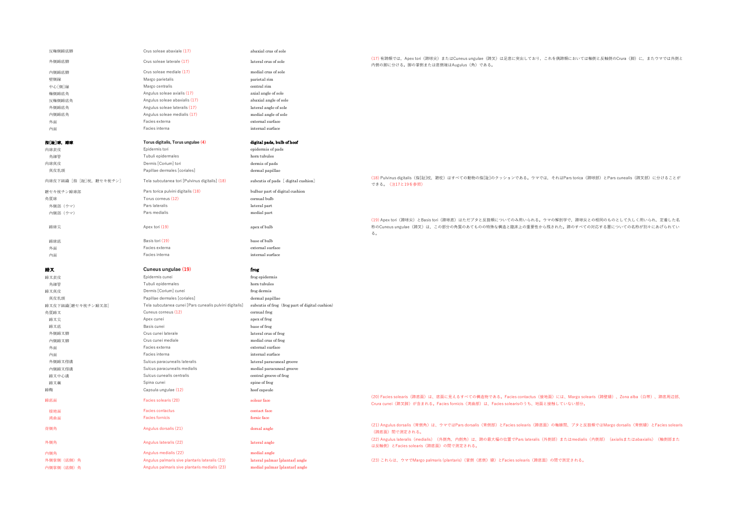| 日本語 | Latin | English | Notes |
|---|---|---|---|
| 反軸側蹄底脚 | Crus soleae abaxiale (17) | abaxial crus of sole | |
| 外側蹄底脚 | Crus soleae laterale (17) | lateral crus of sole | (17) 有蹄類では，Apex tori（蹄球尖）またはCuneus ungulae（蹄叉）は足底に突出しており，これを偶蹄類においては軸側と反軸側のCrura（脚）に，またウマでは外側と内側の脚に分ける。脚の掌側または底側端はAugulus（角）である。 |
| 内側蹄底脚 | Crus soleae mediale (17) | medial crus of sole | |
| 壁側縁 | Margo parietalis | parietal rim | |
| 中心[側]縁 | Margo centralis | central rim | |
| 軸側蹄底角 | Angulus soleae axialis (17) | axial angle of sole | |
| 反軸側蹄底角 | Angulus soleae abaxialis (17) | abaxial angle of sole | |
| 外側蹄底角 | Angulus soleae lateralis (17) | lateral angle of sole | |
| 内側蹄底角 | Angulus soleae medialis (17) | medial angle of sole | |
| 外面 | Facies externa | external surface | |
| 内面 | Facies interna | internal surface | |
| **指[趾]球，蹄球** | **Torus digitalis, Torus ungulae (4)** | **digital pads, bulb of hoof** | |
| 肉球表皮 | Epidermis tori | epidermis of pads | |
| 角細管 | Tubuli epidermales | horn tubules | |
| 肉球真皮 | Dermis [Corium] tori | dermis of pads | |
| 真皮乳頭 | Papillae dermales [coriales] | dermal papillae | |
| 肉球皮下組織［指［趾］枕，趾セキ枕チン］ | Tela subcutanea tori [Pulvinus digitalis] (18) | subcutis of pads ［digital cushion］ | (18) Pulvinus digitalis（指[趾]枕，趾枕）はすべての動物の指[趾]のクッションである。ウマでは，それはPars torica（蹄球部）とPars cunealis（蹄叉部）に分けることができる。（注17と19を参照） |
| 趾セキ枕チン蹄球部 | Pars torica pulvini digitalis (18) | bulbar part of digital cushion | |
| 角質球 | Torus corneus (12) | cornual bulb | |
| 外側部（ウマ） | Pars lateralis | lateral part | |
| 内側部（ウマ） | Pars medialis | medial part | |
| 蹄球尖 | Apex tori (19) | apex of bulb | (19) Apex tori（蹄球尖）とBasis tori（蹄球底）はただブタと反芻類についてのみ用いられる。ウマの解剖学で，蹄球尖との相同のものとして久しく用いられ，定着した名称のCuneus ungulae（蹄叉）は，この部分の角質のあてものの特殊な構造と臨床上の重要性から残された。蹄のすべての対応する層についての名称が別々にあげられている。 |
| 蹄球底 | Basis tori (19) | base of bulb | |
| 外面 | Facies externa | external surface | |
| 内面 | Facies interna | internal surface | |
| **蹄叉** | **Cuneus ungulae (19)** | **frog** | |
| 蹄叉表皮 | Epidermis cunei | frog epidermis | |
| 角細管 | Tubuli epidermales | horn tubules | |
| 蹄叉真皮 | Dermis [Corium] cunei | frog dermis | |
| 真皮乳頭 | Papillae dermales [coriales] | dermal papillae | |
| 蹄叉皮下組織[趾セキ枕チン蹄叉部] | Tela subcutanea cunei [Pars cunealis pulvini digitalis] | subcutis of frog（frog part of digital cushion） | |
| 角質蹄叉 | Cuneus corneus (12) | cornual frog | |
| 蹄叉尖 | Apex cunei | apex of frog | |
| 蹄叉底 | Basis cunei | base of frog | |
| 外側蹄叉脚 | Crus cunei laterale | lateral crus of frog | |
| 内側蹄叉脚 | Crus cunei mediale | medial crus of frog | |
| 外面 | Facies externa | external surface | |
| 内面 | Facies interna | internal surface | |
| 外側蹄叉傍溝 | Sulcus paracunealis lateralis | lateral paracuneal groove | |
| 内側蹄叉傍溝 | Sulcus paracunealis medialis | medial paracuneal groove | |
| 蹄叉中心溝 | Sulcus cunealis centralis | central groove of frog | |
| 蹄叉棘 | Spina cunei | spine of frog | |
| 蹄鞘 | Capsula ungulae (12) | hoof capsule | |
| 蹄底面 | Facies solearis (20) | solear face | (20) Facies solearis（蹄底面）は，底面に見えるすべての構造物である。Facies contactus（接地面）には，Margo solearis（蹄壁縁），Zona alba（白帯），蹄底周辺部，Crura cunei（蹄叉脚）が含まれる。Facies fornicis（湾曲部）は，Facies solearisのうち，地面と接触していない部分。 |
| 接地面 | Facies contactus | contact face | |
| 湾曲面 | Facies fornicis | fornic face | |
| 背側角 | Angulus dorsalis (21) | dorsal angle | (21) Angulus dorsalis（背側角）は，ウマではPars dorsalis（背側部）とFacies solearis（蹄底面）の軸線間，ブタと反芻類ではMargo dorsalis（背側縁）とFacies solearis（蹄底面）間で測定される。 |
| 外側角 | Angulus lateralis (22) | lateral angle | (22) Angulus lateralis（medialis）（外側角，内側角）は，蹄の最大幅の位置でPars lateralis（外側部）またはmedialis（内側部）（axialisまたはabaxialis）（軸側部または反軸側）とFacies solearis（蹄底面）の間で測定される。 |
| 内側角 | Angulus medialis (22) | medial angle | |
| 外側掌側（底側）角 | Angulus palmaris sive plantaris lateralis (23) | lateral palmar [plantar] angle | (23) これらは，ウマでMargo palmaris (plantaris)（掌側（底側）縁）とFacies solearis（蹄底面）の間で測定される。 |
| 内側掌側（底側）角 | Angulus palmaris sive plantaris medialis (23) | medial palmar [plantar] angle | |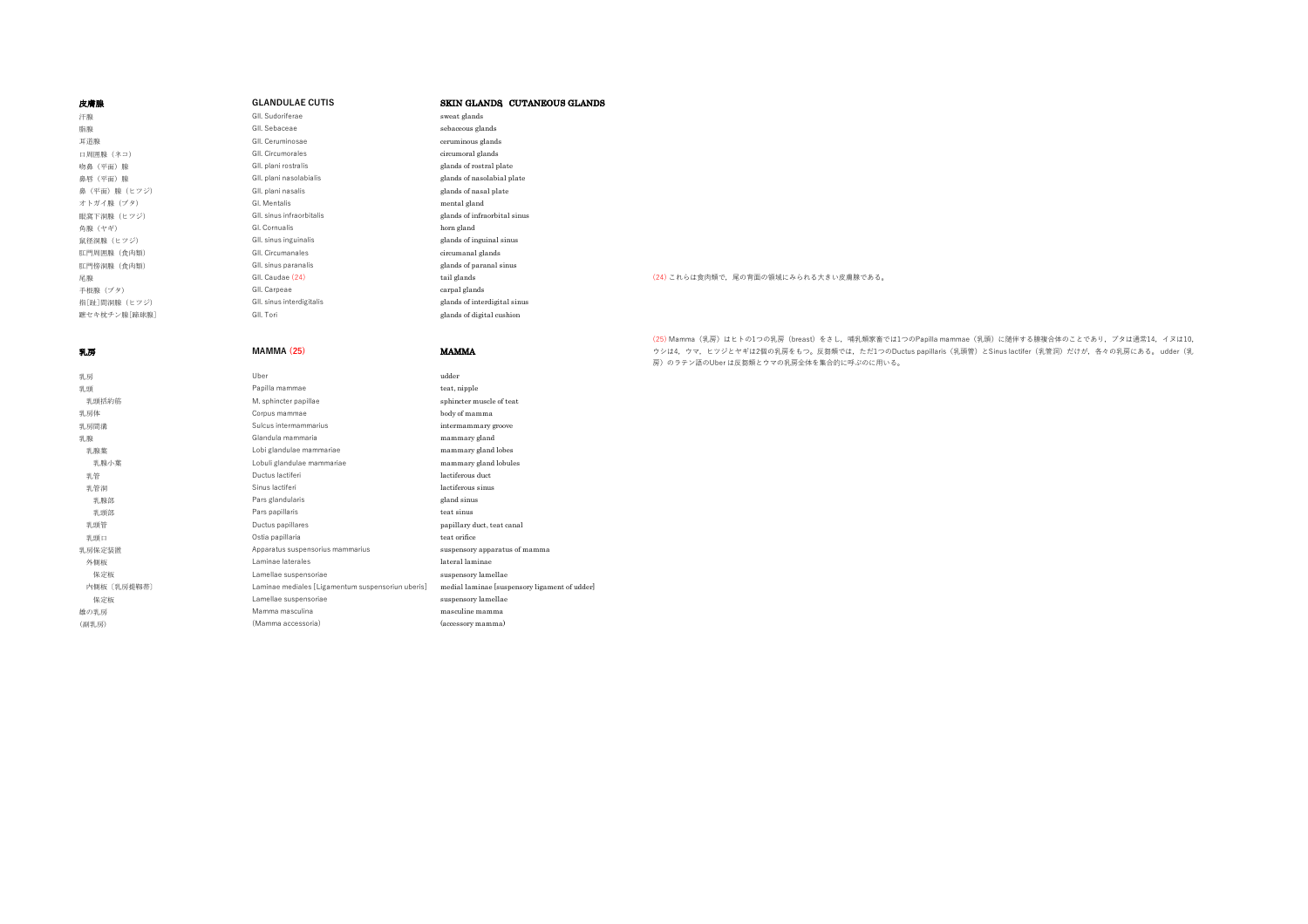| 皮膚腺 | GLANDULAE CUTIS | SKIN GLANDS, CUTANEOUS GLANDS |
|---|---|---|
| 汗腺 | Gll. Sudoriferae | sweat glands |
| 脂腺 | Gll. Sebaceae | sebaceous glands |
| 耳道腺 | Gll. Ceruminosae | ceruminous glands |
| 口周囲腺（ネコ） | Gll. Circumorales | circumoral glands |
| 吻鼻（平面）腺 | Gll. plani rostralis | glands of rostral plate |
| 鼻唇（平面）腺 | Gll. plani nasolabialis | glands of nasolabial plate |
| 鼻（平面）腺（ヒツジ） | Gll. plani nasalis | glands of nasal plate |
| オトガイ腺（ブタ） | Gl. Mentalis | mental gland |
| 眼窩下洞腺（ヒツジ） | Gll. sinus infraorbitalis | glands of infraorbital sinus |
| 角腺（ヤギ） | Gl. Cornualis | horn gland |
| 鼠径洞腺（ヒツジ） | Gll. sinus inguinalis | glands of inguinal sinus |
| 肛門周囲腺（食肉類） | Gll. Circumanales | circumanal glands |
| 肛門傍洞腺（食肉類） | Gll. sinus paranalis | glands of paranal sinus |
| 尾腺 | Gll. Caudae (24) | tail glands |
| 手根腺（ブタ） | Gll. Carpeae | carpal glands |
| 指[趾]間洞腺（ヒツジ） | Gll. sinus interdigitalis | glands of interdigital sinus |
| 蹠セキ枕チン腺[蹄球腺] | Gll. Tori | glands of digital cushion |

(24) これらは食肉類で，尾の背面の領域にみられる大きい皮膚腺である。

| 乳房 | MAMMA (25) | MAMMA |
|---|---|---|
| 乳房 | Uber | udder |
| 乳頭 | Papilla mammae | teat, nipple |
| 乳頭括約筋 | M. sphincter papillae | sphincter muscle of teat |
| 乳房体 | Corpus mammae | body of mamma |
| 乳房間溝 | Sulcus intermammarius | intermammary groove |
| 乳腺 | Glandula mammaria | mammary gland |
| 乳腺葉 | Lobi glandulae mammariae | mammary gland lobes |
| 乳腺小葉 | Lobuli glandulae mammariae | mammary gland lobules |
| 乳管 | Ductus lactiferi | lactiferous duct |
| 乳管洞 | Sinus lactiferi | lactiferous sinus |
| 乳腺部 | Pars glandularis | gland sinus |
| 乳頭部 | Pars papillaris | teat sinus |
| 乳頭管 | Ductus papillares | papillary duct, teat canal |
| 乳頭口 | Ostia papillaria | teat orifice |
| 乳房保定装置 | Apparatus suspensorius mammarius | suspensory apparatus of mamma |
| 外側板 | Laminae laterales | lateral laminae |
| 保定板 | Lamellae suspensoriae | suspensory lamellae |
| 内側板［乳房提靱帯］ | Laminae mediales [Ligamentum suspensoriun uberis] | medial laminae [suspensory ligament of udder] |
| 保定板 | Lamellae suspensoriae | suspensory lamellae |
| 雄の乳房 | Mamma masculina | masculine mamma |
| （副乳房） | (Mamma accessoria) | (accessory mamma) |

(25) Mamma（乳房）はヒトの1つの乳房（breast）をさし，哺乳類家畜では1つのPapilla mammae（乳頭）に随伴する腺複合体のことであり，ブタは通常14，イヌは10，ウシは4，ウマ，ヒツジとヤギは2個の乳房をもつ。反芻類では，ただ1つのDuctus papillaris（乳頭管）とSinus lactifer（乳管洞）だけが，各々の乳房にある。udder（乳房）のラテン語のUber は反芻類とウマの乳房全体を集合的に呼ぶのに用いる。